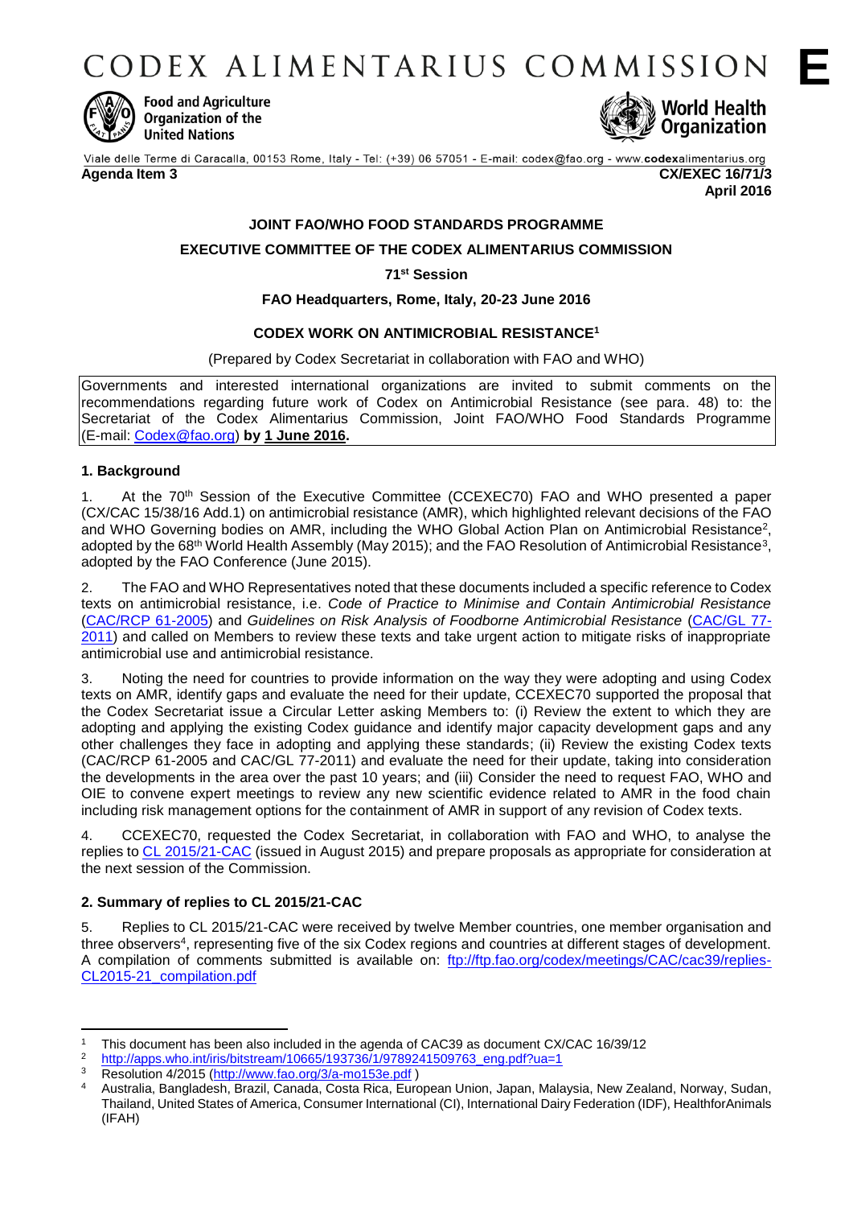# CODEX ALIMENTARIUS COMMISSION

Food and Agriculture Organization of the United Nations

World Health Organization

Viale delle Terme di Caracalla, 00153 Rome, Italy - Tel: (+39) 06 57051 - E-mail: codex@fao.org - www.codexalimentarius.org

**Agenda Item 3** **CX/EXEC 16/71/3**
**April 2016**

**JOINT FAO/WHO FOOD STANDARDS PROGRAMME**

**EXECUTIVE COMMITTEE OF THE CODEX ALIMENTARIUS COMMISSION**

**71st Session**

**FAO Headquarters, Rome, Italy, 20-23 June 2016**

**CODEX WORK ON ANTIMICROBIAL RESISTANCE**[1]

(Prepared by Codex Secretariat in collaboration with FAO and WHO)

Governments and interested international organizations are invited to submit comments on the recommendations regarding future work of Codex on Antimicrobial Resistance (see para. 48) to: the Secretariat of the Codex Alimentarius Commission, Joint FAO/WHO Food Standards Programme (E-mail: Codex@fao.org) **by 1 June 2016.**

## 1. Background

1. At the 70th Session of the Executive Committee (CCEXEC70) FAO and WHO presented a paper (CX/CAC 15/38/16 Add.1) on antimicrobial resistance (AMR), which highlighted relevant decisions of the FAO and WHO Governing bodies on AMR, including the WHO Global Action Plan on Antimicrobial Resistance[2], adopted by the 68th World Health Assembly (May 2015); and the FAO Resolution of Antimicrobial Resistance[3], adopted by the FAO Conference (June 2015).

2. The FAO and WHO Representatives noted that these documents included a specific reference to Codex texts on antimicrobial resistance, i.e. *Code of Practice to Minimise and Contain Antimicrobial Resistance* (CAC/RCP 61-2005) and *Guidelines on Risk Analysis of Foodborne Antimicrobial Resistance* (CAC/GL 77-2011) and called on Members to review these texts and take urgent action to mitigate risks of inappropriate antimicrobial use and antimicrobial resistance.

3. Noting the need for countries to provide information on the way they were adopting and using Codex texts on AMR, identify gaps and evaluate the need for their update, CCEXEC70 supported the proposal that the Codex Secretariat issue a Circular Letter asking Members to: (i) Review the extent to which they are adopting and applying the existing Codex guidance and identify major capacity development gaps and any other challenges they face in adopting and applying these standards; (ii) Review the existing Codex texts (CAC/RCP 61-2005 and CAC/GL 77-2011) and evaluate the need for their update, taking into consideration the developments in the area over the past 10 years; and (iii) Consider the need to request FAO, WHO and OIE to convene expert meetings to review any new scientific evidence related to AMR in the food chain including risk management options for the containment of AMR in support of any revision of Codex texts.

4. CCEXEC70, requested the Codex Secretariat, in collaboration with FAO and WHO, to analyse the replies to CL 2015/21-CAC (issued in August 2015) and prepare proposals as appropriate for consideration at the next session of the Commission.

## 2. Summary of replies to CL 2015/21-CAC

5. Replies to CL 2015/21-CAC were received by twelve Member countries, one member organisation and three observers[4], representing five of the six Codex regions and countries at different stages of development. A compilation of comments submitted is available on: ftp://ftp.fao.org/codex/meetings/CAC/cac39/replies-CL2015-21_compilation.pdf

---

[1] This document has been also included in the agenda of CAC39 as document CX/CAC 16/39/12

[2] http://apps.who.int/iris/bitstream/10665/193736/1/9789241509763_eng.pdf?ua=1

[3] Resolution 4/2015 (http://www.fao.org/3/a-mo153e.pdf )

[4] Australia, Bangladesh, Brazil, Canada, Costa Rica, European Union, Japan, Malaysia, New Zealand, Norway, Sudan, Thailand, United States of America, Consumer International (CI), International Dairy Federation (IDF), HealthforAnimals (IFAH)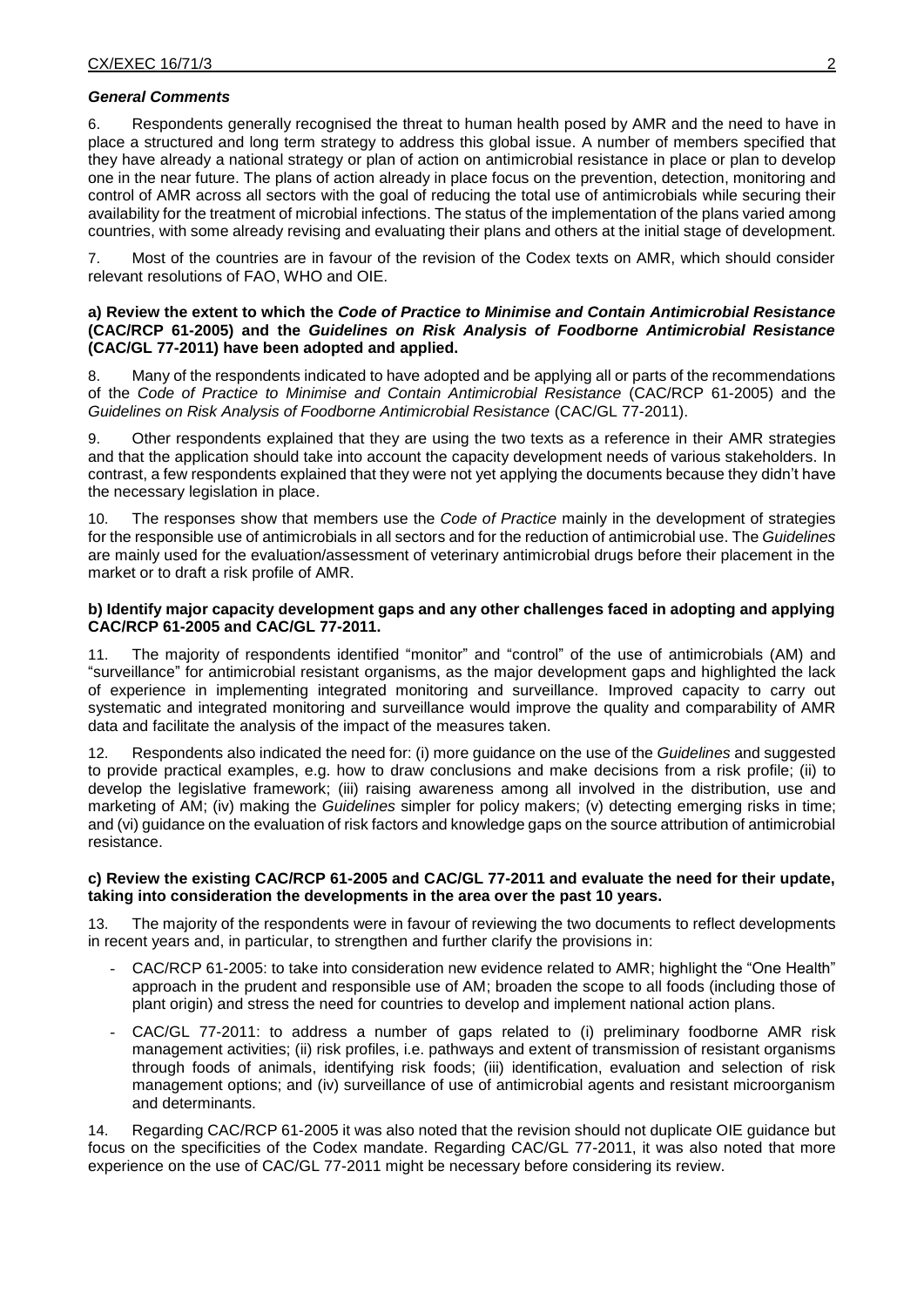***General Comments***

6. Respondents generally recognised the threat to human health posed by AMR and the need to have in place a structured and long term strategy to address this global issue. A number of members specified that they have already a national strategy or plan of action on antimicrobial resistance in place or plan to develop one in the near future. The plans of action already in place focus on the prevention, detection, monitoring and control of AMR across all sectors with the goal of reducing the total use of antimicrobials while securing their availability for the treatment of microbial infections. The status of the implementation of the plans varied among countries, with some already revising and evaluating their plans and others at the initial stage of development.

7. Most of the countries are in favour of the revision of the Codex texts on AMR, which should consider relevant resolutions of FAO, WHO and OIE.

**a) Review the extent to which the *Code of Practice to Minimise and Contain Antimicrobial Resistance* (CAC/RCP 61-2005) and the *Guidelines on Risk Analysis of Foodborne Antimicrobial Resistance* (CAC/GL 77-2011) have been adopted and applied.**

8. Many of the respondents indicated to have adopted and be applying all or parts of the recommendations of the *Code of Practice to Minimise and Contain Antimicrobial Resistance* (CAC/RCP 61-2005) and the *Guidelines on Risk Analysis of Foodborne Antimicrobial Resistance* (CAC/GL 77-2011).

9. Other respondents explained that they are using the two texts as a reference in their AMR strategies and that the application should take into account the capacity development needs of various stakeholders. In contrast, a few respondents explained that they were not yet applying the documents because they didn't have the necessary legislation in place.

10. The responses show that members use the *Code of Practice* mainly in the development of strategies for the responsible use of antimicrobials in all sectors and for the reduction of antimicrobial use. The *Guidelines* are mainly used for the evaluation/assessment of veterinary antimicrobial drugs before their placement in the market or to draft a risk profile of AMR.

**b) Identify major capacity development gaps and any other challenges faced in adopting and applying CAC/RCP 61-2005 and CAC/GL 77-2011.**

11. The majority of respondents identified "monitor" and "control" of the use of antimicrobials (AM) and "surveillance" for antimicrobial resistant organisms, as the major development gaps and highlighted the lack of experience in implementing integrated monitoring and surveillance. Improved capacity to carry out systematic and integrated monitoring and surveillance would improve the quality and comparability of AMR data and facilitate the analysis of the impact of the measures taken.

12. Respondents also indicated the need for: (i) more guidance on the use of the *Guidelines* and suggested to provide practical examples, e.g. how to draw conclusions and make decisions from a risk profile; (ii) to develop the legislative framework; (iii) raising awareness among all involved in the distribution, use and marketing of AM; (iv) making the *Guidelines* simpler for policy makers; (v) detecting emerging risks in time; and (vi) guidance on the evaluation of risk factors and knowledge gaps on the source attribution of antimicrobial resistance.

**c) Review the existing CAC/RCP 61-2005 and CAC/GL 77-2011 and evaluate the need for their update, taking into consideration the developments in the area over the past 10 years.**

13. The majority of the respondents were in favour of reviewing the two documents to reflect developments in recent years and, in particular, to strengthen and further clarify the provisions in:

- CAC/RCP 61-2005: to take into consideration new evidence related to AMR; highlight the "One Health" approach in the prudent and responsible use of AM; broaden the scope to all foods (including those of plant origin) and stress the need for countries to develop and implement national action plans.
- CAC/GL 77-2011: to address a number of gaps related to (i) preliminary foodborne AMR risk management activities; (ii) risk profiles, i.e. pathways and extent of transmission of resistant organisms through foods of animals, identifying risk foods; (iii) identification, evaluation and selection of risk management options; and (iv) surveillance of use of antimicrobial agents and resistant microorganism and determinants.

14. Regarding CAC/RCP 61-2005 it was also noted that the revision should not duplicate OIE guidance but focus on the specificities of the Codex mandate. Regarding CAC/GL 77-2011, it was also noted that more experience on the use of CAC/GL 77-2011 might be necessary before considering its review.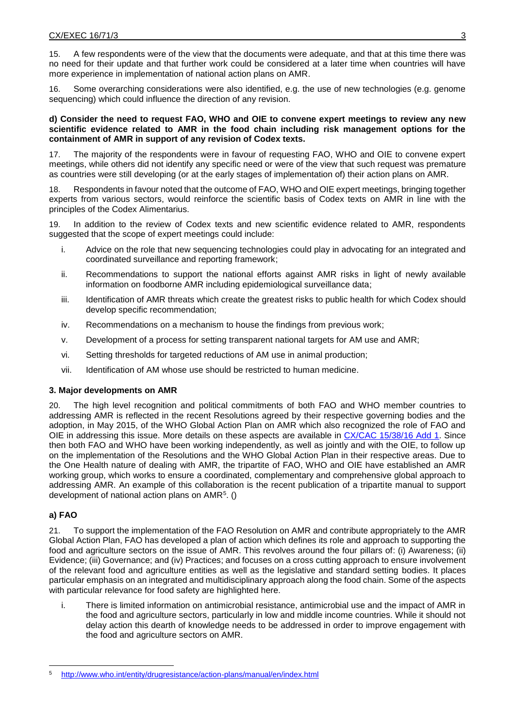15. A few respondents were of the view that the documents were adequate, and that at this time there was no need for their update and that further work could be considered at a later time when countries will have more experience in implementation of national action plans on AMR.

16. Some overarching considerations were also identified, e.g. the use of new technologies (e.g. genome sequencing) which could influence the direction of any revision.

**d) Consider the need to request FAO, WHO and OIE to convene expert meetings to review any new scientific evidence related to AMR in the food chain including risk management options for the containment of AMR in support of any revision of Codex texts.**

17. The majority of the respondents were in favour of requesting FAO, WHO and OIE to convene expert meetings, while others did not identify any specific need or were of the view that such request was premature as countries were still developing (or at the early stages of implementation of) their action plans on AMR.

18. Respondents in favour noted that the outcome of FAO, WHO and OIE expert meetings, bringing together experts from various sectors, would reinforce the scientific basis of Codex texts on AMR in line with the principles of the Codex Alimentarius.

19. In addition to the review of Codex texts and new scientific evidence related to AMR, respondents suggested that the scope of expert meetings could include:

i. Advice on the role that new sequencing technologies could play in advocating for an integrated and coordinated surveillance and reporting framework;

ii. Recommendations to support the national efforts against AMR risks in light of newly available information on foodborne AMR including epidemiological surveillance data;

iii. Identification of AMR threats which create the greatest risks to public health for which Codex should develop specific recommendation;

iv. Recommendations on a mechanism to house the findings from previous work;

v. Development of a process for setting transparent national targets for AM use and AMR;

vi. Setting thresholds for targeted reductions of AM use in animal production;

vii. Identification of AM whose use should be restricted to human medicine.

**3. Major developments on AMR**

20. The high level recognition and political commitments of both FAO and WHO member countries to addressing AMR is reflected in the recent Resolutions agreed by their respective governing bodies and the adoption, in May 2015, of the WHO Global Action Plan on AMR which also recognized the role of FAO and OIE in addressing this issue. More details on these aspects are available in CX/CAC 15/38/16 Add 1. Since then both FAO and WHO have been working independently, as well as jointly and with the OIE, to follow up on the implementation of the Resolutions and the WHO Global Action Plan in their respective areas. Due to the One Health nature of dealing with AMR, the tripartite of FAO, WHO and OIE have established an AMR working group, which works to ensure a coordinated, complementary and comprehensive global approach to addressing AMR. An example of this collaboration is the recent publication of a tripartite manual to support development of national action plans on AMR[5]. ()

**a) FAO**

21. To support the implementation of the FAO Resolution on AMR and contribute appropriately to the AMR Global Action Plan, FAO has developed a plan of action which defines its role and approach to supporting the food and agriculture sectors on the issue of AMR. This revolves around the four pillars of: (i) Awareness; (ii) Evidence; (iii) Governance; and (iv) Practices; and focuses on a cross cutting approach to ensure involvement of the relevant food and agriculture entities as well as the legislative and standard setting bodies. It places particular emphasis on an integrated and multidisciplinary approach along the food chain. Some of the aspects with particular relevance for food safety are highlighted here.

i. There is limited information on antimicrobial resistance, antimicrobial use and the impact of AMR in the food and agriculture sectors, particularly in low and middle income countries. While it should not delay action this dearth of knowledge needs to be addressed in order to improve engagement with the food and agriculture sectors on AMR.

[5] http://www.who.int/entity/drugresistance/action-plans/manual/en/index.html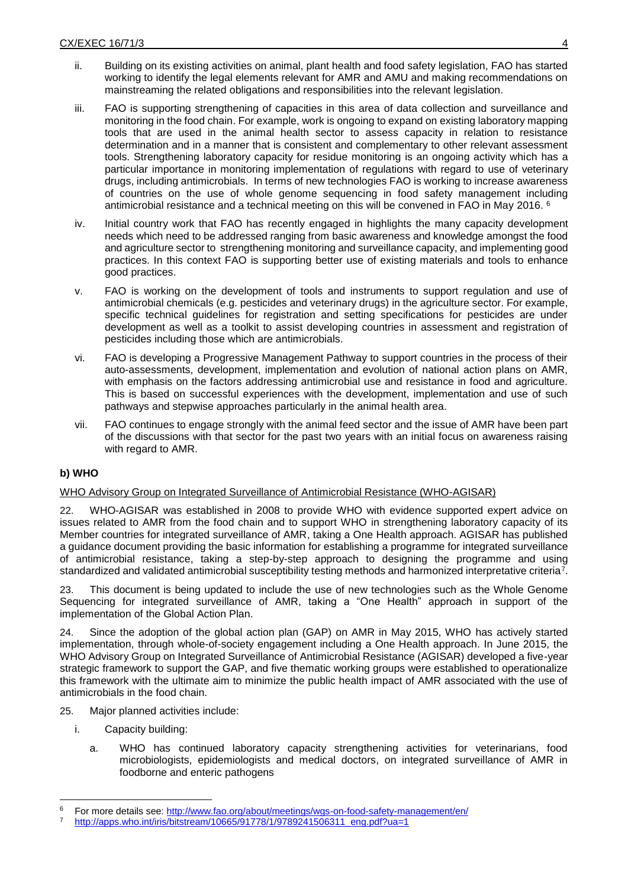ii. Building on its existing activities on animal, plant health and food safety legislation, FAO has started working to identify the legal elements relevant for AMR and AMU and making recommendations on mainstreaming the related obligations and responsibilities into the relevant legislation.

iii. FAO is supporting strengthening of capacities in this area of data collection and surveillance and monitoring in the food chain. For example, work is ongoing to expand on existing laboratory mapping tools that are used in the animal health sector to assess capacity in relation to resistance determination and in a manner that is consistent and complementary to other relevant assessment tools. Strengthening laboratory capacity for residue monitoring is an ongoing activity which has a particular importance in monitoring implementation of regulations with regard to use of veterinary drugs, including antimicrobials. In terms of new technologies FAO is working to increase awareness of countries on the use of whole genome sequencing in food safety management including antimicrobial resistance and a technical meeting on this will be convened in FAO in May 2016. [6]

iv. Initial country work that FAO has recently engaged in highlights the many capacity development needs which need to be addressed ranging from basic awareness and knowledge amongst the food and agriculture sector to strengthening monitoring and surveillance capacity, and implementing good practices. In this context FAO is supporting better use of existing materials and tools to enhance good practices.

v. FAO is working on the development of tools and instruments to support regulation and use of antimicrobial chemicals (e.g. pesticides and veterinary drugs) in the agriculture sector. For example, specific technical guidelines for registration and setting specifications for pesticides are under development as well as a toolkit to assist developing countries in assessment and registration of pesticides including those which are antimicrobials.

vi. FAO is developing a Progressive Management Pathway to support countries in the process of their auto-assessments, development, implementation and evolution of national action plans on AMR, with emphasis on the factors addressing antimicrobial use and resistance in food and agriculture. This is based on successful experiences with the development, implementation and use of such pathways and stepwise approaches particularly in the animal health area.

vii. FAO continues to engage strongly with the animal feed sector and the issue of AMR have been part of the discussions with that sector for the past two years with an initial focus on awareness raising with regard to AMR.

**b) WHO**

WHO Advisory Group on Integrated Surveillance of Antimicrobial Resistance (WHO-AGISAR)

22. WHO-AGISAR was established in 2008 to provide WHO with evidence supported expert advice on issues related to AMR from the food chain and to support WHO in strengthening laboratory capacity of its Member countries for integrated surveillance of AMR, taking a One Health approach. AGISAR has published a guidance document providing the basic information for establishing a programme for integrated surveillance of antimicrobial resistance, taking a step-by-step approach to designing the programme and using standardized and validated antimicrobial susceptibility testing methods and harmonized interpretative criteria[7].

23. This document is being updated to include the use of new technologies such as the Whole Genome Sequencing for integrated surveillance of AMR, taking a "One Health" approach in support of the implementation of the Global Action Plan.

24. Since the adoption of the global action plan (GAP) on AMR in May 2015, WHO has actively started implementation, through whole-of-society engagement including a One Health approach. In June 2015, the WHO Advisory Group on Integrated Surveillance of Antimicrobial Resistance (AGISAR) developed a five-year strategic framework to support the GAP, and five thematic working groups were established to operationalize this framework with the ultimate aim to minimize the public health impact of AMR associated with the use of antimicrobials in the food chain.

25. Major planned activities include:

i. Capacity building:

a. WHO has continued laboratory capacity strengthening activities for veterinarians, food microbiologists, epidemiologists and medical doctors, on integrated surveillance of AMR in foodborne and enteric pathogens

---

[6] For more details see: http://www.fao.org/about/meetings/wgs-on-food-safety-management/en/

[7] http://apps.who.int/iris/bitstream/10665/91778/1/9789241506311_eng.pdf?ua=1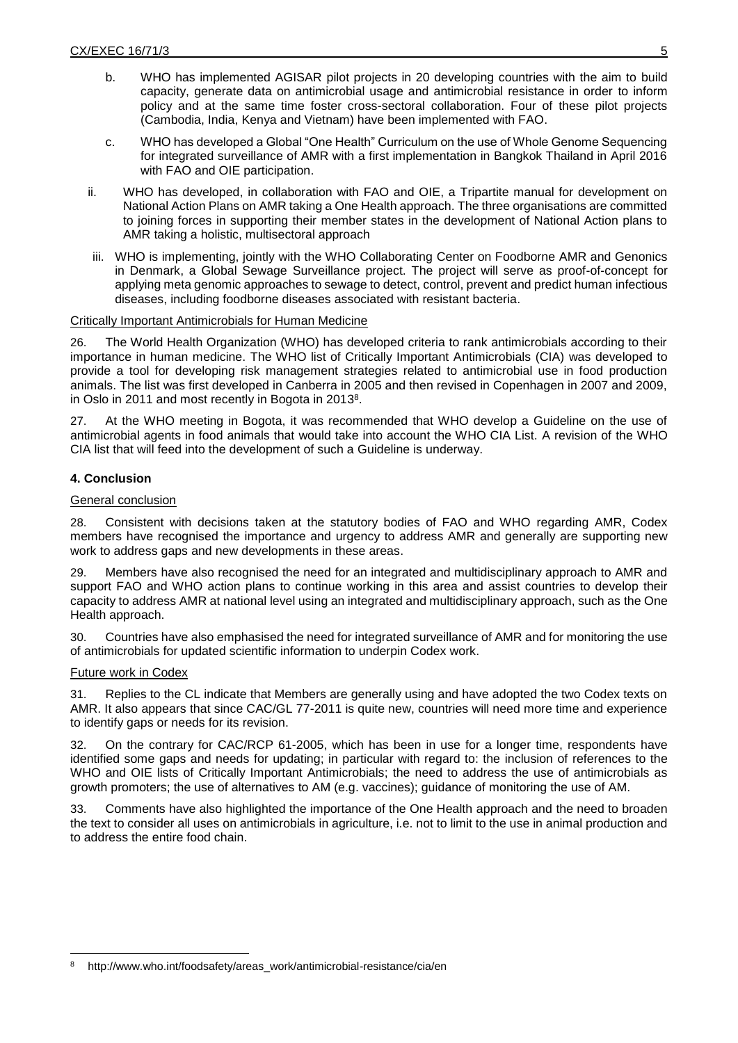b. WHO has implemented AGISAR pilot projects in 20 developing countries with the aim to build capacity, generate data on antimicrobial usage and antimicrobial resistance in order to inform policy and at the same time foster cross-sectoral collaboration. Four of these pilot projects (Cambodia, India, Kenya and Vietnam) have been implemented with FAO.

c. WHO has developed a Global "One Health" Curriculum on the use of Whole Genome Sequencing for integrated surveillance of AMR with a first implementation in Bangkok Thailand in April 2016 with FAO and OIE participation.

ii. WHO has developed, in collaboration with FAO and OIE, a Tripartite manual for development on National Action Plans on AMR taking a One Health approach. The three organisations are committed to joining forces in supporting their member states in the development of National Action plans to AMR taking a holistic, multisectoral approach

iii. WHO is implementing, jointly with the WHO Collaborating Center on Foodborne AMR and Genonics in Denmark, a Global Sewage Surveillance project. The project will serve as proof-of-concept for applying meta genomic approaches to sewage to detect, control, prevent and predict human infectious diseases, including foodborne diseases associated with resistant bacteria.

Critically Important Antimicrobials for Human Medicine

26. The World Health Organization (WHO) has developed criteria to rank antimicrobials according to their importance in human medicine. The WHO list of Critically Important Antimicrobials (CIA) was developed to provide a tool for developing risk management strategies related to antimicrobial use in food production animals. The list was first developed in Canberra in 2005 and then revised in Copenhagen in 2007 and 2009, in Oslo in 2011 and most recently in Bogota in 2013[8].

27. At the WHO meeting in Bogota, it was recommended that WHO develop a Guideline on the use of antimicrobial agents in food animals that would take into account the WHO CIA List. A revision of the WHO CIA list that will feed into the development of such a Guideline is underway.

## 4. Conclusion

General conclusion

28. Consistent with decisions taken at the statutory bodies of FAO and WHO regarding AMR, Codex members have recognised the importance and urgency to address AMR and generally are supporting new work to address gaps and new developments in these areas.

29. Members have also recognised the need for an integrated and multidisciplinary approach to AMR and support FAO and WHO action plans to continue working in this area and assist countries to develop their capacity to address AMR at national level using an integrated and multidisciplinary approach, such as the One Health approach.

30. Countries have also emphasised the need for integrated surveillance of AMR and for monitoring the use of antimicrobials for updated scientific information to underpin Codex work.

Future work in Codex

31. Replies to the CL indicate that Members are generally using and have adopted the two Codex texts on AMR. It also appears that since CAC/GL 77-2011 is quite new, countries will need more time and experience to identify gaps or needs for its revision.

32. On the contrary for CAC/RCP 61-2005, which has been in use for a longer time, respondents have identified some gaps and needs for updating; in particular with regard to: the inclusion of references to the WHO and OIE lists of Critically Important Antimicrobials; the need to address the use of antimicrobials as growth promoters; the use of alternatives to AM (e.g. vaccines); guidance of monitoring the use of AM.

33. Comments have also highlighted the importance of the One Health approach and the need to broaden the text to consider all uses on antimicrobials in agriculture, i.e. not to limit to the use in animal production and to address the entire food chain.

[8] http://www.who.int/foodsafety/areas_work/antimicrobial-resistance/cia/en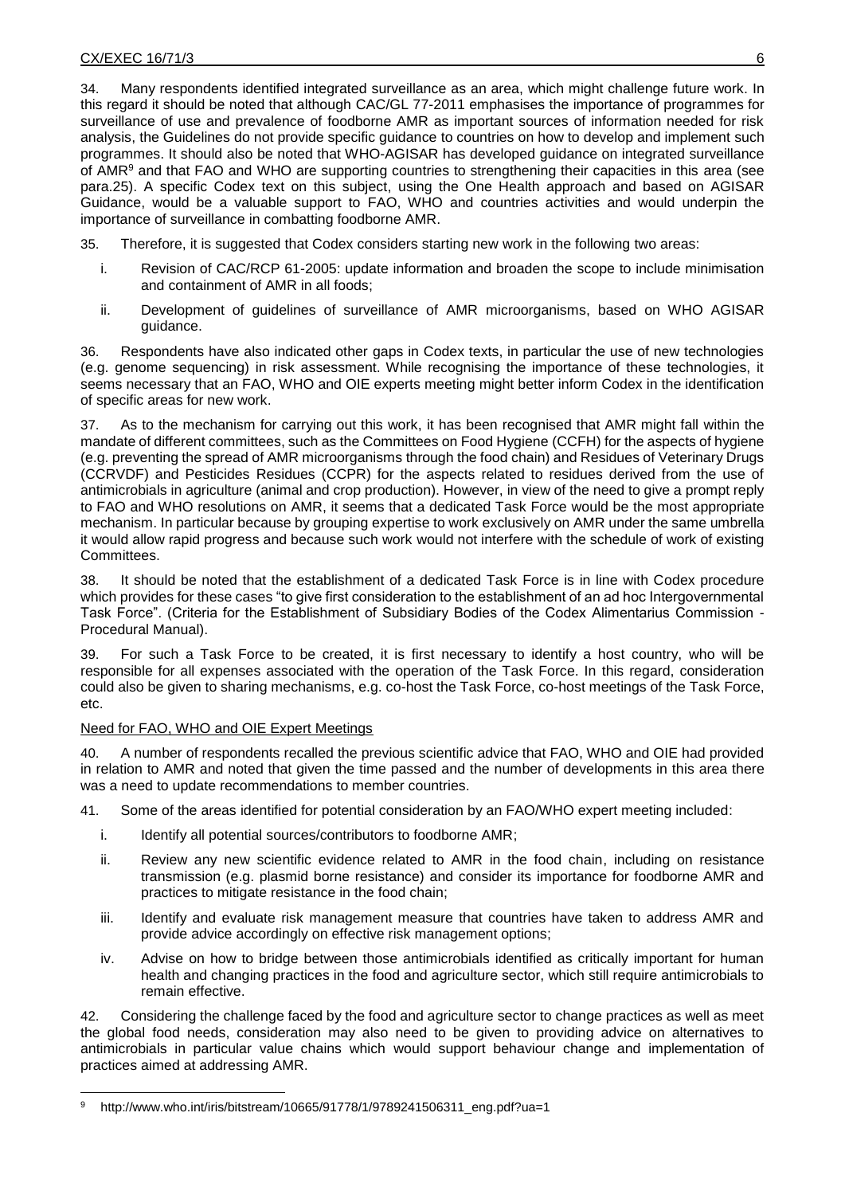34. Many respondents identified integrated surveillance as an area, which might challenge future work. In this regard it should be noted that although CAC/GL 77-2011 emphasises the importance of programmes for surveillance of use and prevalence of foodborne AMR as important sources of information needed for risk analysis, the Guidelines do not provide specific guidance to countries on how to develop and implement such programmes. It should also be noted that WHO-AGISAR has developed guidance on integrated surveillance of AMR[9] and that FAO and WHO are supporting countries to strengthening their capacities in this area (see para.25). A specific Codex text on this subject, using the One Health approach and based on AGISAR Guidance, would be a valuable support to FAO, WHO and countries activities and would underpin the importance of surveillance in combatting foodborne AMR.

35. Therefore, it is suggested that Codex considers starting new work in the following two areas:

i. Revision of CAC/RCP 61-2005: update information and broaden the scope to include minimisation and containment of AMR in all foods;

ii. Development of guidelines of surveillance of AMR microorganisms, based on WHO AGISAR guidance.

36. Respondents have also indicated other gaps in Codex texts, in particular the use of new technologies (e.g. genome sequencing) in risk assessment. While recognising the importance of these technologies, it seems necessary that an FAO, WHO and OIE experts meeting might better inform Codex in the identification of specific areas for new work.

37. As to the mechanism for carrying out this work, it has been recognised that AMR might fall within the mandate of different committees, such as the Committees on Food Hygiene (CCFH) for the aspects of hygiene (e.g. preventing the spread of AMR microorganisms through the food chain) and Residues of Veterinary Drugs (CCRVDF) and Pesticides Residues (CCPR) for the aspects related to residues derived from the use of antimicrobials in agriculture (animal and crop production). However, in view of the need to give a prompt reply to FAO and WHO resolutions on AMR, it seems that a dedicated Task Force would be the most appropriate mechanism. In particular because by grouping expertise to work exclusively on AMR under the same umbrella it would allow rapid progress and because such work would not interfere with the schedule of work of existing Committees.

38. It should be noted that the establishment of a dedicated Task Force is in line with Codex procedure which provides for these cases "to give first consideration to the establishment of an ad hoc Intergovernmental Task Force". (Criteria for the Establishment of Subsidiary Bodies of the Codex Alimentarius Commission - Procedural Manual).

39. For such a Task Force to be created, it is first necessary to identify a host country, who will be responsible for all expenses associated with the operation of the Task Force. In this regard, consideration could also be given to sharing mechanisms, e.g. co-host the Task Force, co-host meetings of the Task Force, etc.

Need for FAO, WHO and OIE Expert Meetings

40. A number of respondents recalled the previous scientific advice that FAO, WHO and OIE had provided in relation to AMR and noted that given the time passed and the number of developments in this area there was a need to update recommendations to member countries.

41. Some of the areas identified for potential consideration by an FAO/WHO expert meeting included:

i. Identify all potential sources/contributors to foodborne AMR;

ii. Review any new scientific evidence related to AMR in the food chain, including on resistance transmission (e.g. plasmid borne resistance) and consider its importance for foodborne AMR and practices to mitigate resistance in the food chain;

iii. Identify and evaluate risk management measure that countries have taken to address AMR and provide advice accordingly on effective risk management options;

iv. Advise on how to bridge between those antimicrobials identified as critically important for human health and changing practices in the food and agriculture sector, which still require antimicrobials to remain effective.

42. Considering the challenge faced by the food and agriculture sector to change practices as well as meet the global food needs, consideration may also need to be given to providing advice on alternatives to antimicrobials in particular value chains which would support behaviour change and implementation of practices aimed at addressing AMR.

[9] http://www.who.int/iris/bitstream/10665/91778/1/9789241506311_eng.pdf?ua=1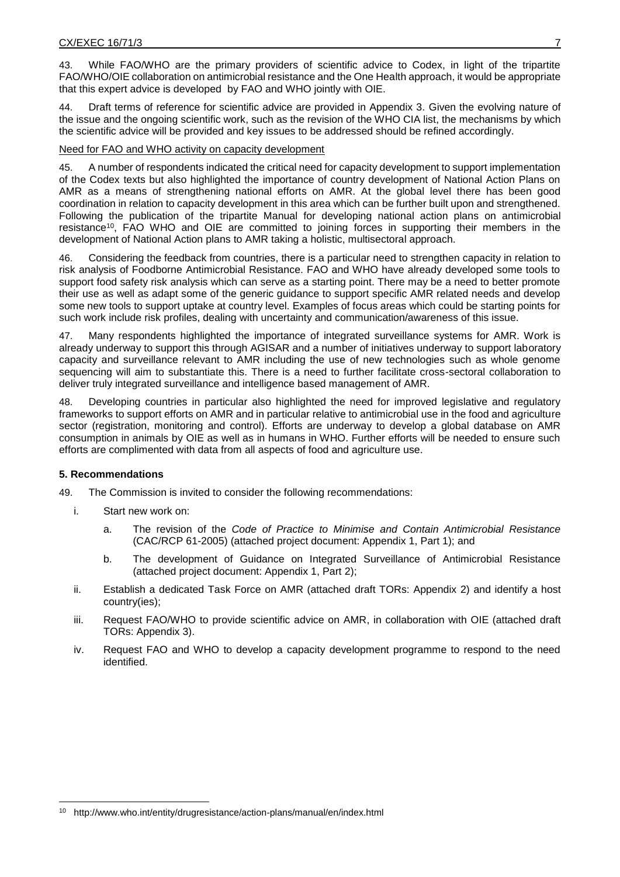43. While FAO/WHO are the primary providers of scientific advice to Codex, in light of the tripartite FAO/WHO/OIE collaboration on antimicrobial resistance and the One Health approach, it would be appropriate that this expert advice is developed by FAO and WHO jointly with OIE.

44. Draft terms of reference for scientific advice are provided in Appendix 3. Given the evolving nature of the issue and the ongoing scientific work, such as the revision of the WHO CIA list, the mechanisms by which the scientific advice will be provided and key issues to be addressed should be refined accordingly.

Need for FAO and WHO activity on capacity development

45. A number of respondents indicated the critical need for capacity development to support implementation of the Codex texts but also highlighted the importance of country development of National Action Plans on AMR as a means of strengthening national efforts on AMR. At the global level there has been good coordination in relation to capacity development in this area which can be further built upon and strengthened. Following the publication of the tripartite Manual for developing national action plans on antimicrobial resistance[10], FAO WHO and OIE are committed to joining forces in supporting their members in the development of National Action plans to AMR taking a holistic, multisectoral approach.

46. Considering the feedback from countries, there is a particular need to strengthen capacity in relation to risk analysis of Foodborne Antimicrobial Resistance. FAO and WHO have already developed some tools to support food safety risk analysis which can serve as a starting point. There may be a need to better promote their use as well as adapt some of the generic guidance to support specific AMR related needs and develop some new tools to support uptake at country level. Examples of focus areas which could be starting points for such work include risk profiles, dealing with uncertainty and communication/awareness of this issue.

47. Many respondents highlighted the importance of integrated surveillance systems for AMR. Work is already underway to support this through AGISAR and a number of initiatives underway to support laboratory capacity and surveillance relevant to AMR including the use of new technologies such as whole genome sequencing will aim to substantiate this. There is a need to further facilitate cross-sectoral collaboration to deliver truly integrated surveillance and intelligence based management of AMR.

48. Developing countries in particular also highlighted the need for improved legislative and regulatory frameworks to support efforts on AMR and in particular relative to antimicrobial use in the food and agriculture sector (registration, monitoring and control). Efforts are underway to develop a global database on AMR consumption in animals by OIE as well as in humans in WHO. Further efforts will be needed to ensure such efforts are complimented with data from all aspects of food and agriculture use.

## 5. Recommendations

49. The Commission is invited to consider the following recommendations:

i. Start new work on:

   a. The revision of the *Code of Practice to Minimise and Contain Antimicrobial Resistance* (CAC/RCP 61-2005) (attached project document: Appendix 1, Part 1); and

   b. The development of Guidance on Integrated Surveillance of Antimicrobial Resistance (attached project document: Appendix 1, Part 2);

ii. Establish a dedicated Task Force on AMR (attached draft TORs: Appendix 2) and identify a host country(ies);

iii. Request FAO/WHO to provide scientific advice on AMR, in collaboration with OIE (attached draft TORs: Appendix 3).

iv. Request FAO and WHO to develop a capacity development programme to respond to the need identified.

---

[10] http://www.who.int/entity/drugresistance/action-plans/manual/en/index.html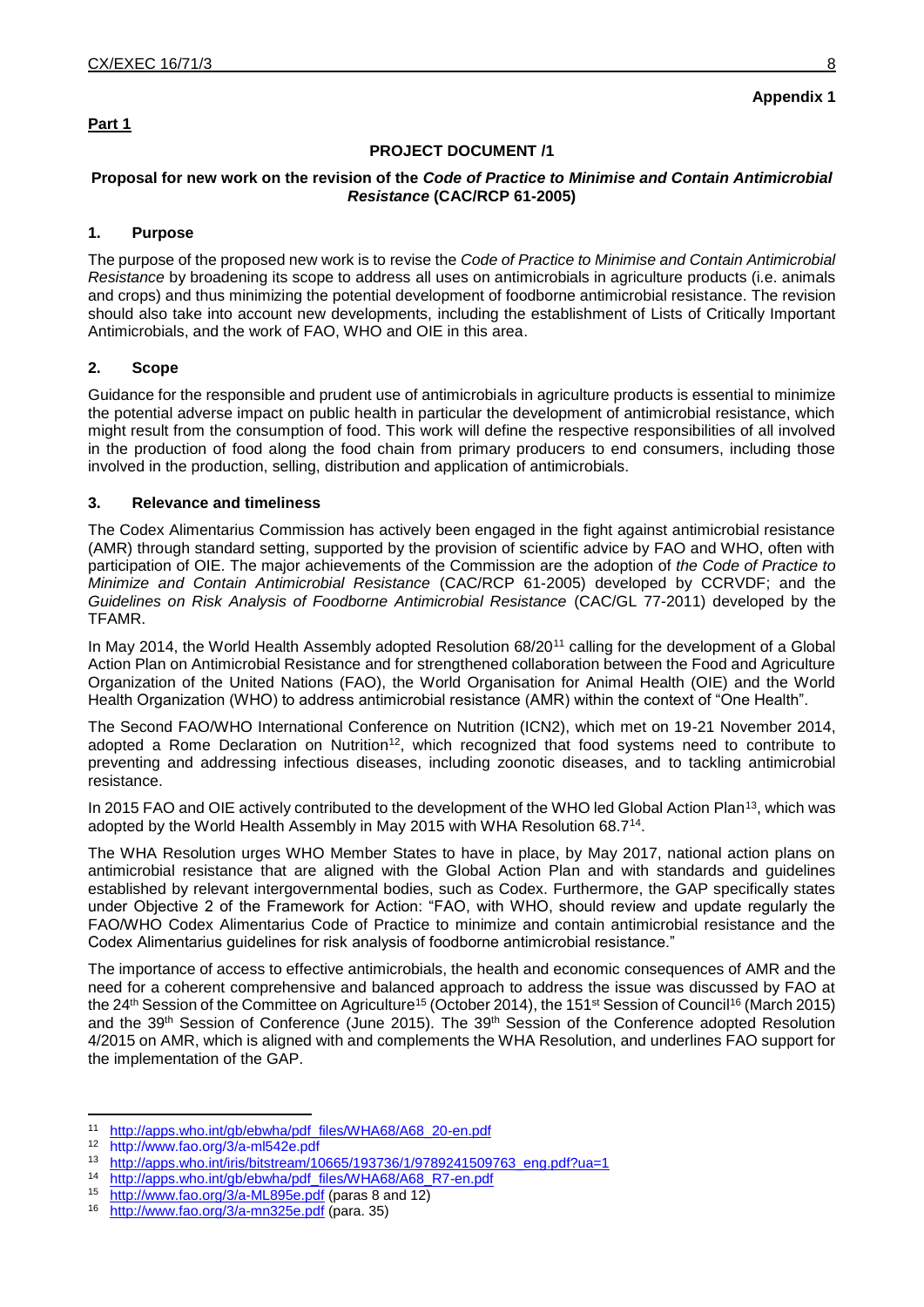**Appendix 1**

**Part 1**

**PROJECT DOCUMENT /1**

**Proposal for new work on the revision of the *Code of Practice to Minimise and Contain Antimicrobial Resistance* (CAC/RCP 61-2005)**

## 1. Purpose

The purpose of the proposed new work is to revise the *Code of Practice to Minimise and Contain Antimicrobial Resistance* by broadening its scope to address all uses on antimicrobials in agriculture products (i.e. animals and crops) and thus minimizing the potential development of foodborne antimicrobial resistance. The revision should also take into account new developments, including the establishment of Lists of Critically Important Antimicrobials, and the work of FAO, WHO and OIE in this area.

## 2. Scope

Guidance for the responsible and prudent use of antimicrobials in agriculture products is essential to minimize the potential adverse impact on public health in particular the development of antimicrobial resistance, which might result from the consumption of food. This work will define the respective responsibilities of all involved in the production of food along the food chain from primary producers to end consumers, including those involved in the production, selling, distribution and application of antimicrobials.

## 3. Relevance and timeliness

The Codex Alimentarius Commission has actively been engaged in the fight against antimicrobial resistance (AMR) through standard setting, supported by the provision of scientific advice by FAO and WHO, often with participation of OIE. The major achievements of the Commission are the adoption of *the Code of Practice to Minimize and Contain Antimicrobial Resistance* (CAC/RCP 61-2005) developed by CCRVDF; and the *Guidelines on Risk Analysis of Foodborne Antimicrobial Resistance* (CAC/GL 77-2011) developed by the TFAMR.

In May 2014, the World Health Assembly adopted Resolution 68/20[11] calling for the development of a Global Action Plan on Antimicrobial Resistance and for strengthened collaboration between the Food and Agriculture Organization of the United Nations (FAO), the World Organisation for Animal Health (OIE) and the World Health Organization (WHO) to address antimicrobial resistance (AMR) within the context of "One Health".

The Second FAO/WHO International Conference on Nutrition (ICN2), which met on 19-21 November 2014, adopted a Rome Declaration on Nutrition[12], which recognized that food systems need to contribute to preventing and addressing infectious diseases, including zoonotic diseases, and to tackling antimicrobial resistance.

In 2015 FAO and OIE actively contributed to the development of the WHO led Global Action Plan[13], which was adopted by the World Health Assembly in May 2015 with WHA Resolution 68.7[14].

The WHA Resolution urges WHO Member States to have in place, by May 2017, national action plans on antimicrobial resistance that are aligned with the Global Action Plan and with standards and guidelines established by relevant intergovernmental bodies, such as Codex. Furthermore, the GAP specifically states under Objective 2 of the Framework for Action: "FAO, with WHO, should review and update regularly the FAO/WHO Codex Alimentarius Code of Practice to minimize and contain antimicrobial resistance and the Codex Alimentarius guidelines for risk analysis of foodborne antimicrobial resistance."

The importance of access to effective antimicrobials, the health and economic consequences of AMR and the need for a coherent comprehensive and balanced approach to address the issue was discussed by FAO at the 24th Session of the Committee on Agriculture[15] (October 2014), the 151st Session of Council[16] (March 2015) and the 39th Session of Conference (June 2015). The 39th Session of the Conference adopted Resolution 4/2015 on AMR, which is aligned with and complements the WHA Resolution, and underlines FAO support for the implementation of the GAP.

---

[11] http://apps.who.int/gb/ebwha/pdf_files/WHA68/A68_20-en.pdf

[12] http://www.fao.org/3/a-ml542e.pdf

[13] http://apps.who.int/iris/bitstream/10665/193736/1/9789241509763_eng.pdf?ua=1

[14] http://apps.who.int/gb/ebwha/pdf_files/WHA68/A68_R7-en.pdf

[15] http://www.fao.org/3/a-ML895e.pdf (paras 8 and 12)

[16] http://www.fao.org/3/a-mn325e.pdf (para. 35)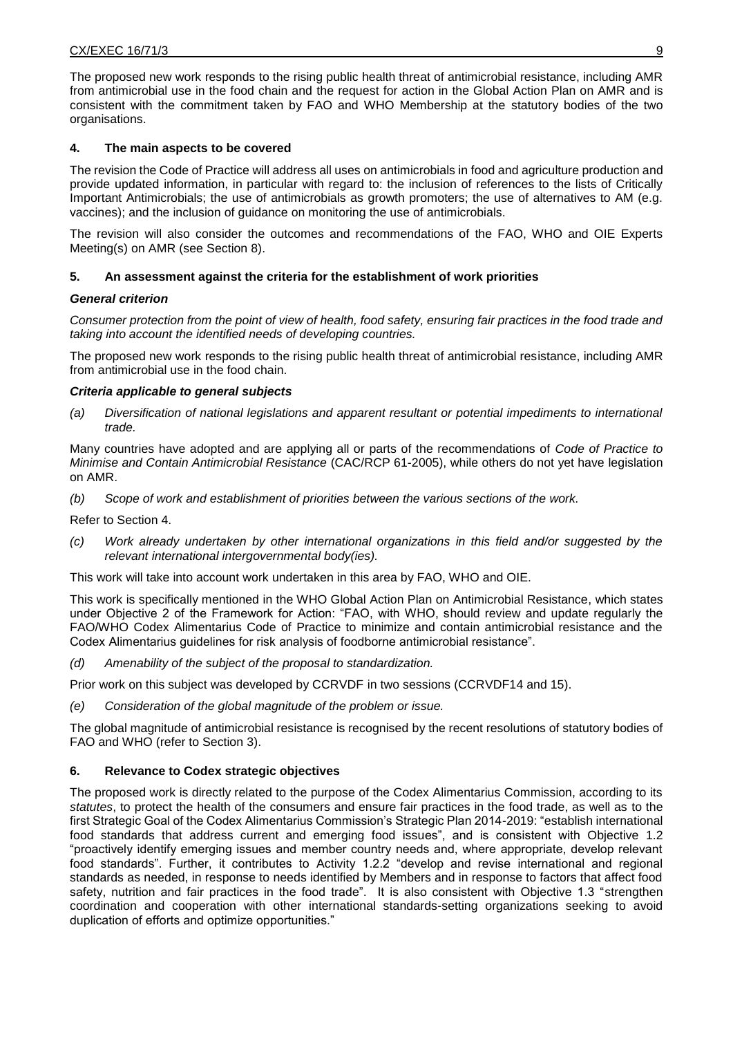The proposed new work responds to the rising public health threat of antimicrobial resistance, including AMR from antimicrobial use in the food chain and the request for action in the Global Action Plan on AMR and is consistent with the commitment taken by FAO and WHO Membership at the statutory bodies of the two organisations.

## 4. The main aspects to be covered

The revision the Code of Practice will address all uses on antimicrobials in food and agriculture production and provide updated information, in particular with regard to: the inclusion of references to the lists of Critically Important Antimicrobials; the use of antimicrobials as growth promoters; the use of alternatives to AM (e.g. vaccines); and the inclusion of guidance on monitoring the use of antimicrobials.

The revision will also consider the outcomes and recommendations of the FAO, WHO and OIE Experts Meeting(s) on AMR (see Section 8).

## 5. An assessment against the criteria for the establishment of work priorities

### *General criterion*

*Consumer protection from the point of view of health, food safety, ensuring fair practices in the food trade and taking into account the identified needs of developing countries.*

The proposed new work responds to the rising public health threat of antimicrobial resistance, including AMR from antimicrobial use in the food chain.

### *Criteria applicable to general subjects*

*(a) Diversification of national legislations and apparent resultant or potential impediments to international trade.*

Many countries have adopted and are applying all or parts of the recommendations of *Code of Practice to Minimise and Contain Antimicrobial Resistance* (CAC/RCP 61-2005), while others do not yet have legislation on AMR.

*(b) Scope of work and establishment of priorities between the various sections of the work.*

Refer to Section 4.

*(c) Work already undertaken by other international organizations in this field and/or suggested by the relevant international intergovernmental body(ies).*

This work will take into account work undertaken in this area by FAO, WHO and OIE.

This work is specifically mentioned in the WHO Global Action Plan on Antimicrobial Resistance, which states under Objective 2 of the Framework for Action: "FAO, with WHO, should review and update regularly the FAO/WHO Codex Alimentarius Code of Practice to minimize and contain antimicrobial resistance and the Codex Alimentarius guidelines for risk analysis of foodborne antimicrobial resistance".

*(d) Amenability of the subject of the proposal to standardization.*

Prior work on this subject was developed by CCRVDF in two sessions (CCRVDF14 and 15).

*(e) Consideration of the global magnitude of the problem or issue.*

The global magnitude of antimicrobial resistance is recognised by the recent resolutions of statutory bodies of FAO and WHO (refer to Section 3).

## 6. Relevance to Codex strategic objectives

The proposed work is directly related to the purpose of the Codex Alimentarius Commission, according to its *statutes*, to protect the health of the consumers and ensure fair practices in the food trade, as well as to the first Strategic Goal of the Codex Alimentarius Commission's Strategic Plan 2014-2019: "establish international food standards that address current and emerging food issues", and is consistent with Objective 1.2 "proactively identify emerging issues and member country needs and, where appropriate, develop relevant food standards". Further, it contributes to Activity 1.2.2 "develop and revise international and regional standards as needed, in response to needs identified by Members and in response to factors that affect food safety, nutrition and fair practices in the food trade". It is also consistent with Objective 1.3 "strengthen coordination and cooperation with other international standards-setting organizations seeking to avoid duplication of efforts and optimize opportunities."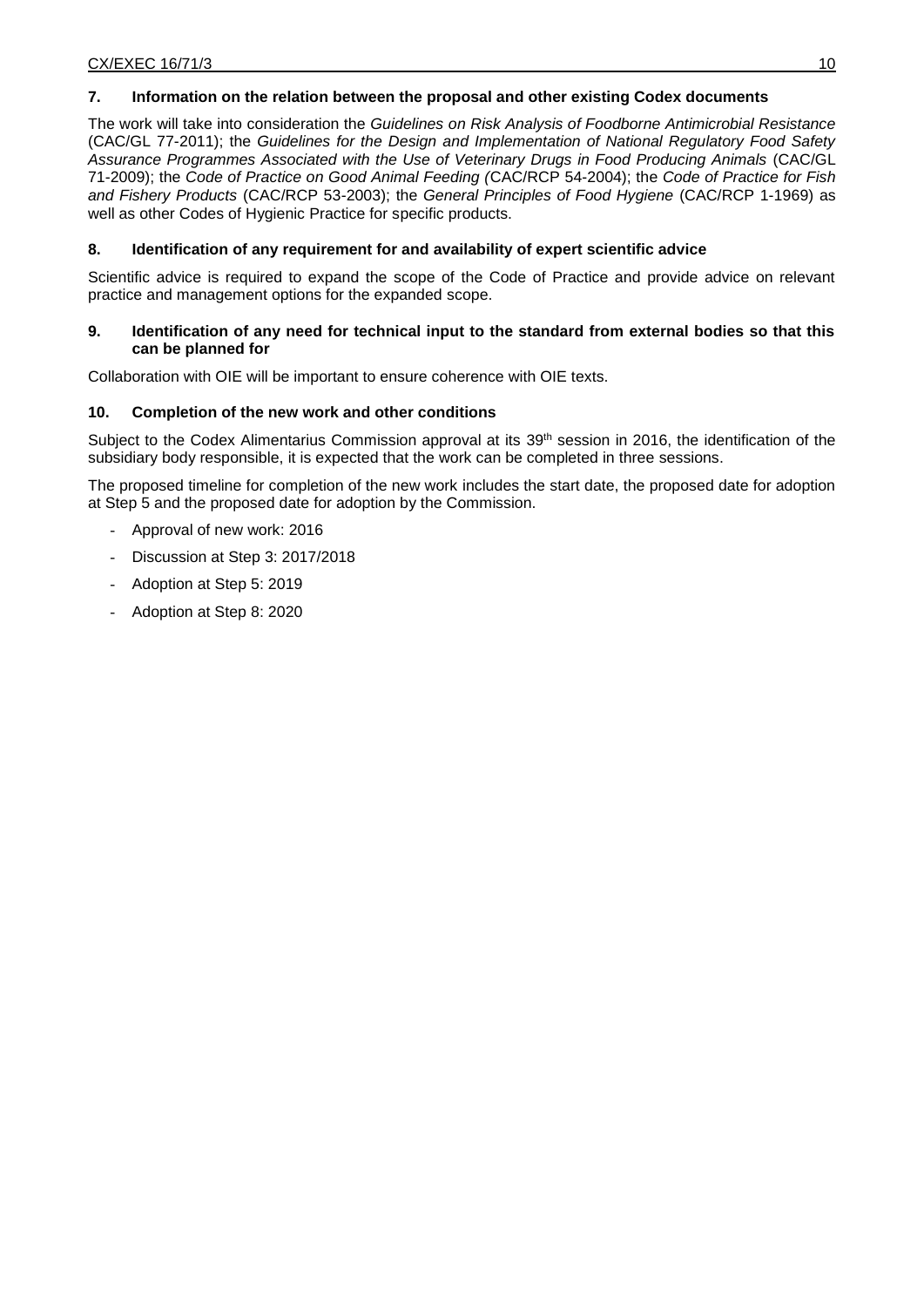**7. Information on the relation between the proposal and other existing Codex documents**

The work will take into consideration the *Guidelines on Risk Analysis of Foodborne Antimicrobial Resistance* (CAC/GL 77-2011); the *Guidelines for the Design and Implementation of National Regulatory Food Safety Assurance Programmes Associated with the Use of Veterinary Drugs in Food Producing Animals* (CAC/GL 71-2009); the *Code of Practice on Good Animal Feeding* (CAC/RCP 54-2004); the *Code of Practice for Fish and Fishery Products* (CAC/RCP 53-2003); the *General Principles of Food Hygiene* (CAC/RCP 1-1969) as well as other Codes of Hygienic Practice for specific products.

**8. Identification of any requirement for and availability of expert scientific advice**

Scientific advice is required to expand the scope of the Code of Practice and provide advice on relevant practice and management options for the expanded scope.

**9. Identification of any need for technical input to the standard from external bodies so that this can be planned for**

Collaboration with OIE will be important to ensure coherence with OIE texts.

**10. Completion of the new work and other conditions**

Subject to the Codex Alimentarius Commission approval at its 39th session in 2016, the identification of the subsidiary body responsible, it is expected that the work can be completed in three sessions.

The proposed timeline for completion of the new work includes the start date, the proposed date for adoption at Step 5 and the proposed date for adoption by the Commission.

- Approval of new work: 2016
- Discussion at Step 3: 2017/2018
- Adoption at Step 5: 2019
- Adoption at Step 8: 2020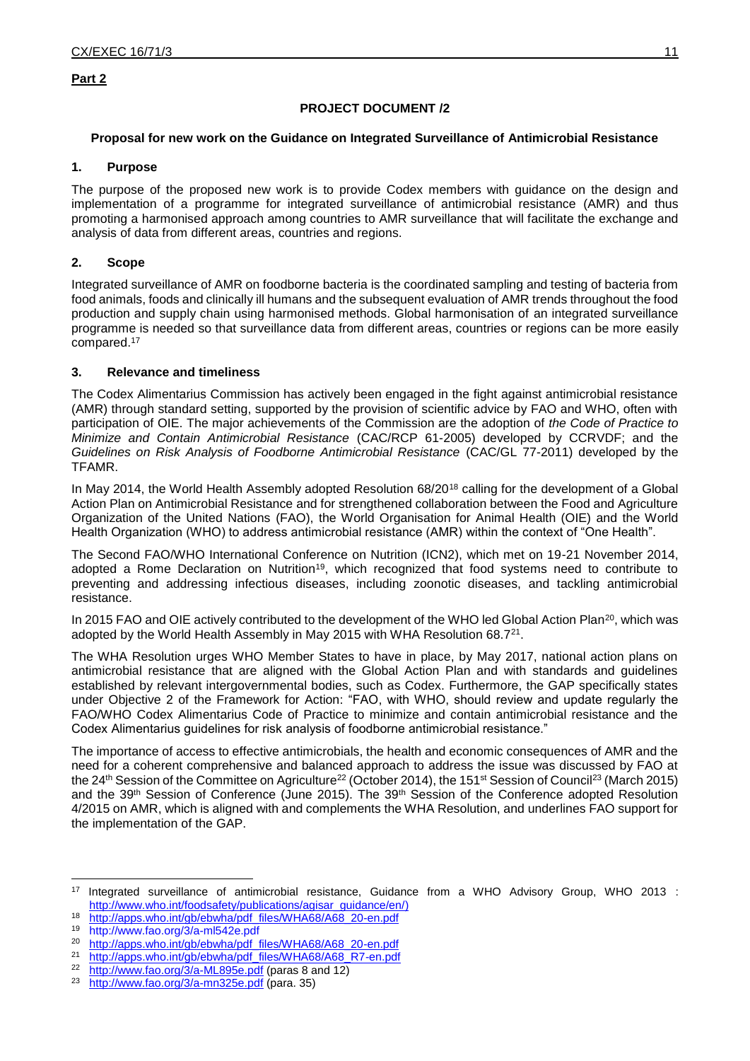**Part 2**

**PROJECT DOCUMENT /2**

**Proposal for new work on the Guidance on Integrated Surveillance of Antimicrobial Resistance**

## 1. Purpose

The purpose of the proposed new work is to provide Codex members with guidance on the design and implementation of a programme for integrated surveillance of antimicrobial resistance (AMR) and thus promoting a harmonised approach among countries to AMR surveillance that will facilitate the exchange and analysis of data from different areas, countries and regions.

## 2. Scope

Integrated surveillance of AMR on foodborne bacteria is the coordinated sampling and testing of bacteria from food animals, foods and clinically ill humans and the subsequent evaluation of AMR trends throughout the food production and supply chain using harmonised methods. Global harmonisation of an integrated surveillance programme is needed so that surveillance data from different areas, countries or regions can be more easily compared.[17]

## 3. Relevance and timeliness

The Codex Alimentarius Commission has actively been engaged in the fight against antimicrobial resistance (AMR) through standard setting, supported by the provision of scientific advice by FAO and WHO, often with participation of OIE. The major achievements of the Commission are the adoption of *the Code of Practice to Minimize and Contain Antimicrobial Resistance* (CAC/RCP 61-2005) developed by CCRVDF; and the *Guidelines on Risk Analysis of Foodborne Antimicrobial Resistance* (CAC/GL 77-2011) developed by the TFAMR.

In May 2014, the World Health Assembly adopted Resolution 68/20[18] calling for the development of a Global Action Plan on Antimicrobial Resistance and for strengthened collaboration between the Food and Agriculture Organization of the United Nations (FAO), the World Organisation for Animal Health (OIE) and the World Health Organization (WHO) to address antimicrobial resistance (AMR) within the context of "One Health".

The Second FAO/WHO International Conference on Nutrition (ICN2), which met on 19-21 November 2014, adopted a Rome Declaration on Nutrition[19], which recognized that food systems need to contribute to preventing and addressing infectious diseases, including zoonotic diseases, and tackling antimicrobial resistance.

In 2015 FAO and OIE actively contributed to the development of the WHO led Global Action Plan[20], which was adopted by the World Health Assembly in May 2015 with WHA Resolution 68.7[21].

The WHA Resolution urges WHO Member States to have in place, by May 2017, national action plans on antimicrobial resistance that are aligned with the Global Action Plan and with standards and guidelines established by relevant intergovernmental bodies, such as Codex. Furthermore, the GAP specifically states under Objective 2 of the Framework for Action: "FAO, with WHO, should review and update regularly the FAO/WHO Codex Alimentarius Code of Practice to minimize and contain antimicrobial resistance and the Codex Alimentarius guidelines for risk analysis of foodborne antimicrobial resistance."

The importance of access to effective antimicrobials, the health and economic consequences of AMR and the need for a coherent comprehensive and balanced approach to address the issue was discussed by FAO at the 24th Session of the Committee on Agriculture[22] (October 2014), the 151st Session of Council[23] (March 2015) and the 39th Session of Conference (June 2015). The 39th Session of the Conference adopted Resolution 4/2015 on AMR, which is aligned with and complements the WHA Resolution, and underlines FAO support for the implementation of the GAP.

---

[17] Integrated surveillance of antimicrobial resistance, Guidance from a WHO Advisory Group, WHO 2013 : http://www.who.int/foodsafety/publications/agisar_guidance/en/)

[18] http://apps.who.int/gb/ebwha/pdf_files/WHA68/A68_20-en.pdf

[19] http://www.fao.org/3/a-ml542e.pdf

[20] http://apps.who.int/gb/ebwha/pdf_files/WHA68/A68_20-en.pdf

[21] http://apps.who.int/gb/ebwha/pdf_files/WHA68/A68_R7-en.pdf

[22] http://www.fao.org/3/a-ML895e.pdf (paras 8 and 12)

[23] http://www.fao.org/3/a-mn325e.pdf (para. 35)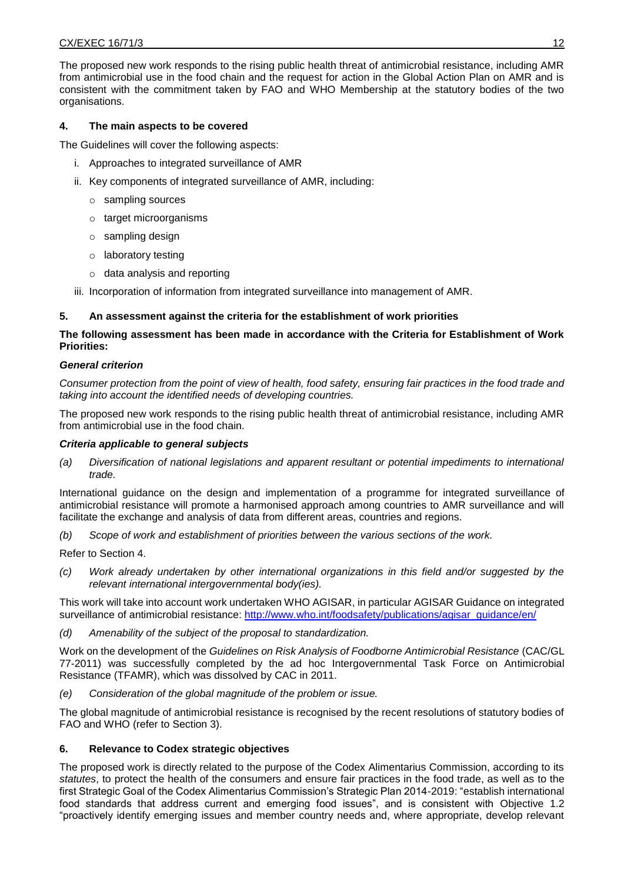The proposed new work responds to the rising public health threat of antimicrobial resistance, including AMR from antimicrobial use in the food chain and the request for action in the Global Action Plan on AMR and is consistent with the commitment taken by FAO and WHO Membership at the statutory bodies of the two organisations.

### 4. The main aspects to be covered

The Guidelines will cover the following aspects:

i. Approaches to integrated surveillance of AMR
ii. Key components of integrated surveillance of AMR, including:
   - sampling sources
   - target microorganisms
   - sampling design
   - laboratory testing
   - data analysis and reporting
iii. Incorporation of information from integrated surveillance into management of AMR.

### 5. An assessment against the criteria for the establishment of work priorities

**The following assessment has been made in accordance with the Criteria for Establishment of Work Priorities:**

***General criterion***

*Consumer protection from the point of view of health, food safety, ensuring fair practices in the food trade and taking into account the identified needs of developing countries.*

The proposed new work responds to the rising public health threat of antimicrobial resistance, including AMR from antimicrobial use in the food chain.

***Criteria applicable to general subjects***

*(a) Diversification of national legislations and apparent resultant or potential impediments to international trade.*

International guidance on the design and implementation of a programme for integrated surveillance of antimicrobial resistance will promote a harmonised approach among countries to AMR surveillance and will facilitate the exchange and analysis of data from different areas, countries and regions.

*(b) Scope of work and establishment of priorities between the various sections of the work.*

Refer to Section 4.

*(c) Work already undertaken by other international organizations in this field and/or suggested by the relevant international intergovernmental body(ies).*

This work will take into account work undertaken WHO AGISAR, in particular AGISAR Guidance on integrated surveillance of antimicrobial resistance: http://www.who.int/foodsafety/publications/agisar_guidance/en/

*(d) Amenability of the subject of the proposal to standardization.*

Work on the development of the *Guidelines on Risk Analysis of Foodborne Antimicrobial Resistance* (CAC/GL 77-2011) was successfully completed by the ad hoc Intergovernmental Task Force on Antimicrobial Resistance (TFAMR), which was dissolved by CAC in 2011.

*(e) Consideration of the global magnitude of the problem or issue.*

The global magnitude of antimicrobial resistance is recognised by the recent resolutions of statutory bodies of FAO and WHO (refer to Section 3).

### 6. Relevance to Codex strategic objectives

The proposed work is directly related to the purpose of the Codex Alimentarius Commission, according to its *statutes*, to protect the health of the consumers and ensure fair practices in the food trade, as well as to the first Strategic Goal of the Codex Alimentarius Commission's Strategic Plan 2014-2019: "establish international food standards that address current and emerging food issues", and is consistent with Objective 1.2 "proactively identify emerging issues and member country needs and, where appropriate, develop relevant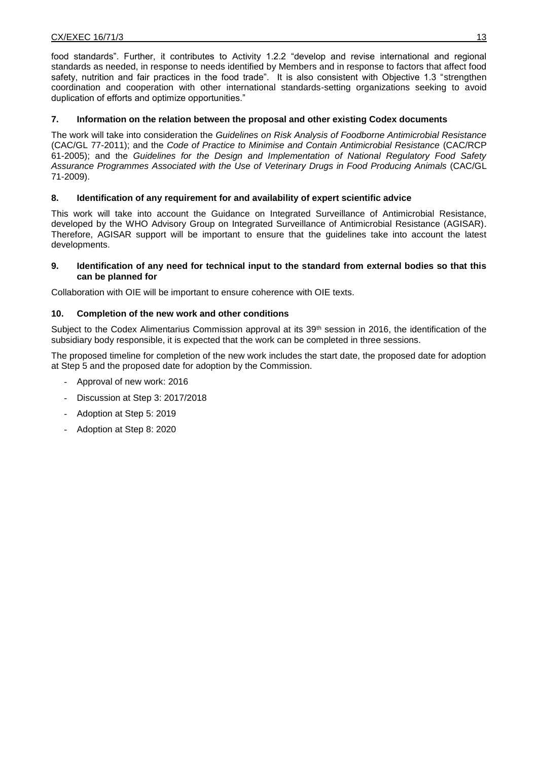food standards". Further, it contributes to Activity 1.2.2 "develop and revise international and regional standards as needed, in response to needs identified by Members and in response to factors that affect food safety, nutrition and fair practices in the food trade". It is also consistent with Objective 1.3 "strengthen coordination and cooperation with other international standards-setting organizations seeking to avoid duplication of efforts and optimize opportunities."

### 7. Information on the relation between the proposal and other existing Codex documents

The work will take into consideration the *Guidelines on Risk Analysis of Foodborne Antimicrobial Resistance* (CAC/GL 77-2011); and the *Code of Practice to Minimise and Contain Antimicrobial Resistance* (CAC/RCP 61-2005); and the *Guidelines for the Design and Implementation of National Regulatory Food Safety Assurance Programmes Associated with the Use of Veterinary Drugs in Food Producing Animals* (CAC/GL 71-2009).

### 8. Identification of any requirement for and availability of expert scientific advice

This work will take into account the Guidance on Integrated Surveillance of Antimicrobial Resistance, developed by the WHO Advisory Group on Integrated Surveillance of Antimicrobial Resistance (AGISAR). Therefore, AGISAR support will be important to ensure that the guidelines take into account the latest developments.

### 9. Identification of any need for technical input to the standard from external bodies so that this can be planned for

Collaboration with OIE will be important to ensure coherence with OIE texts.

### 10. Completion of the new work and other conditions

Subject to the Codex Alimentarius Commission approval at its 39th session in 2016, the identification of the subsidiary body responsible, it is expected that the work can be completed in three sessions.

The proposed timeline for completion of the new work includes the start date, the proposed date for adoption at Step 5 and the proposed date for adoption by the Commission.

- Approval of new work: 2016
- Discussion at Step 3: 2017/2018
- Adoption at Step 5: 2019
- Adoption at Step 8: 2020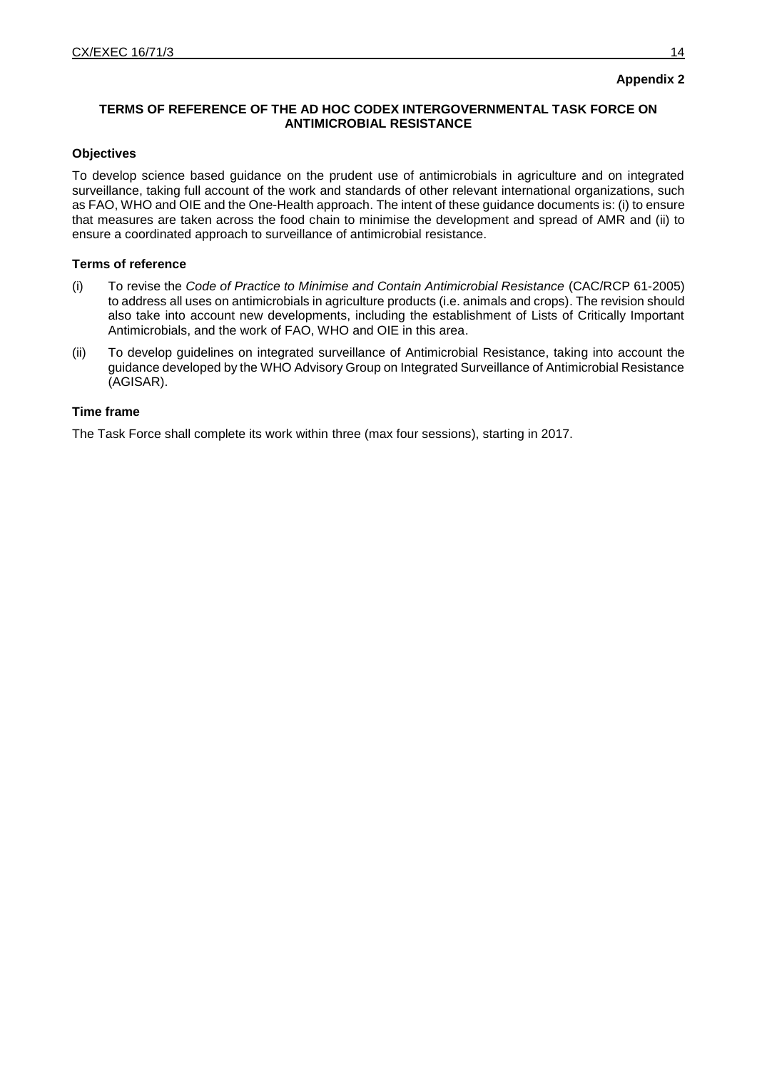**Appendix 2**

## TERMS OF REFERENCE OF THE AD HOC CODEX INTERGOVERNMENTAL TASK FORCE ON ANTIMICROBIAL RESISTANCE

### Objectives

To develop science based guidance on the prudent use of antimicrobials in agriculture and on integrated surveillance, taking full account of the work and standards of other relevant international organizations, such as FAO, WHO and OIE and the One-Health approach. The intent of these guidance documents is: (i) to ensure that measures are taken across the food chain to minimise the development and spread of AMR and (ii) to ensure a coordinated approach to surveillance of antimicrobial resistance.

### Terms of reference

(i) To revise the *Code of Practice to Minimise and Contain Antimicrobial Resistance* (CAC/RCP 61-2005) to address all uses on antimicrobials in agriculture products (i.e. animals and crops). The revision should also take into account new developments, including the establishment of Lists of Critically Important Antimicrobials, and the work of FAO, WHO and OIE in this area.

(ii) To develop guidelines on integrated surveillance of Antimicrobial Resistance, taking into account the guidance developed by the WHO Advisory Group on Integrated Surveillance of Antimicrobial Resistance (AGISAR).

### Time frame

The Task Force shall complete its work within three (max four sessions), starting in 2017.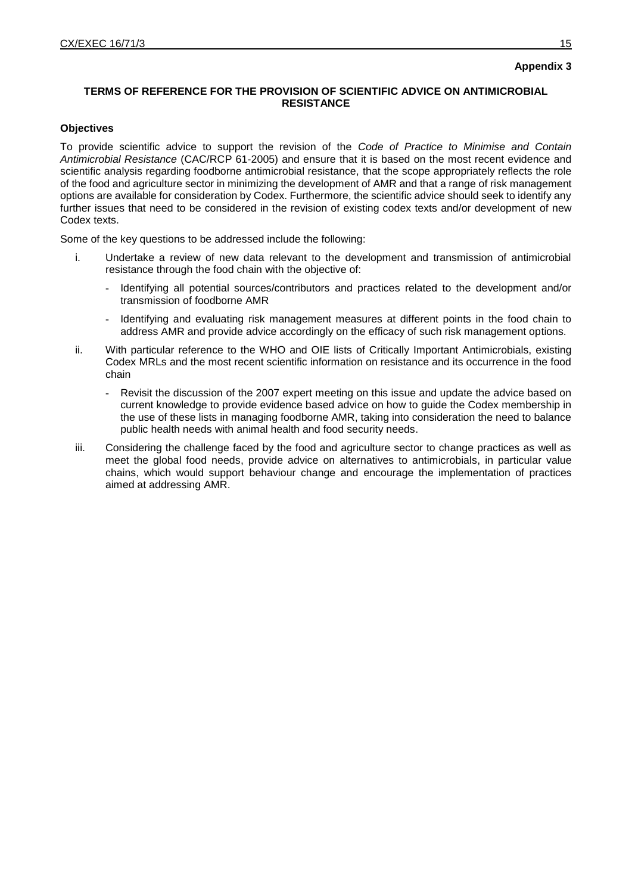**Appendix 3**

## TERMS OF REFERENCE FOR THE PROVISION OF SCIENTIFIC ADVICE ON ANTIMICROBIAL RESISTANCE

### Objectives

To provide scientific advice to support the revision of the *Code of Practice to Minimise and Contain Antimicrobial Resistance* (CAC/RCP 61-2005) and ensure that it is based on the most recent evidence and scientific analysis regarding foodborne antimicrobial resistance, that the scope appropriately reflects the role of the food and agriculture sector in minimizing the development of AMR and that a range of risk management options are available for consideration by Codex. Furthermore, the scientific advice should seek to identify any further issues that need to be considered in the revision of existing codex texts and/or development of new Codex texts.

Some of the key questions to be addressed include the following:

i. Undertake a review of new data relevant to the development and transmission of antimicrobial resistance through the food chain with the objective of:
   - Identifying all potential sources/contributors and practices related to the development and/or transmission of foodborne AMR
   - Identifying and evaluating risk management measures at different points in the food chain to address AMR and provide advice accordingly on the efficacy of such risk management options.

ii. With particular reference to the WHO and OIE lists of Critically Important Antimicrobials, existing Codex MRLs and the most recent scientific information on resistance and its occurrence in the food chain
   - Revisit the discussion of the 2007 expert meeting on this issue and update the advice based on current knowledge to provide evidence based advice on how to guide the Codex membership in the use of these lists in managing foodborne AMR, taking into consideration the need to balance public health needs with animal health and food security needs.

iii. Considering the challenge faced by the food and agriculture sector to change practices as well as meet the global food needs, provide advice on alternatives to antimicrobials, in particular value chains, which would support behaviour change and encourage the implementation of practices aimed at addressing AMR.